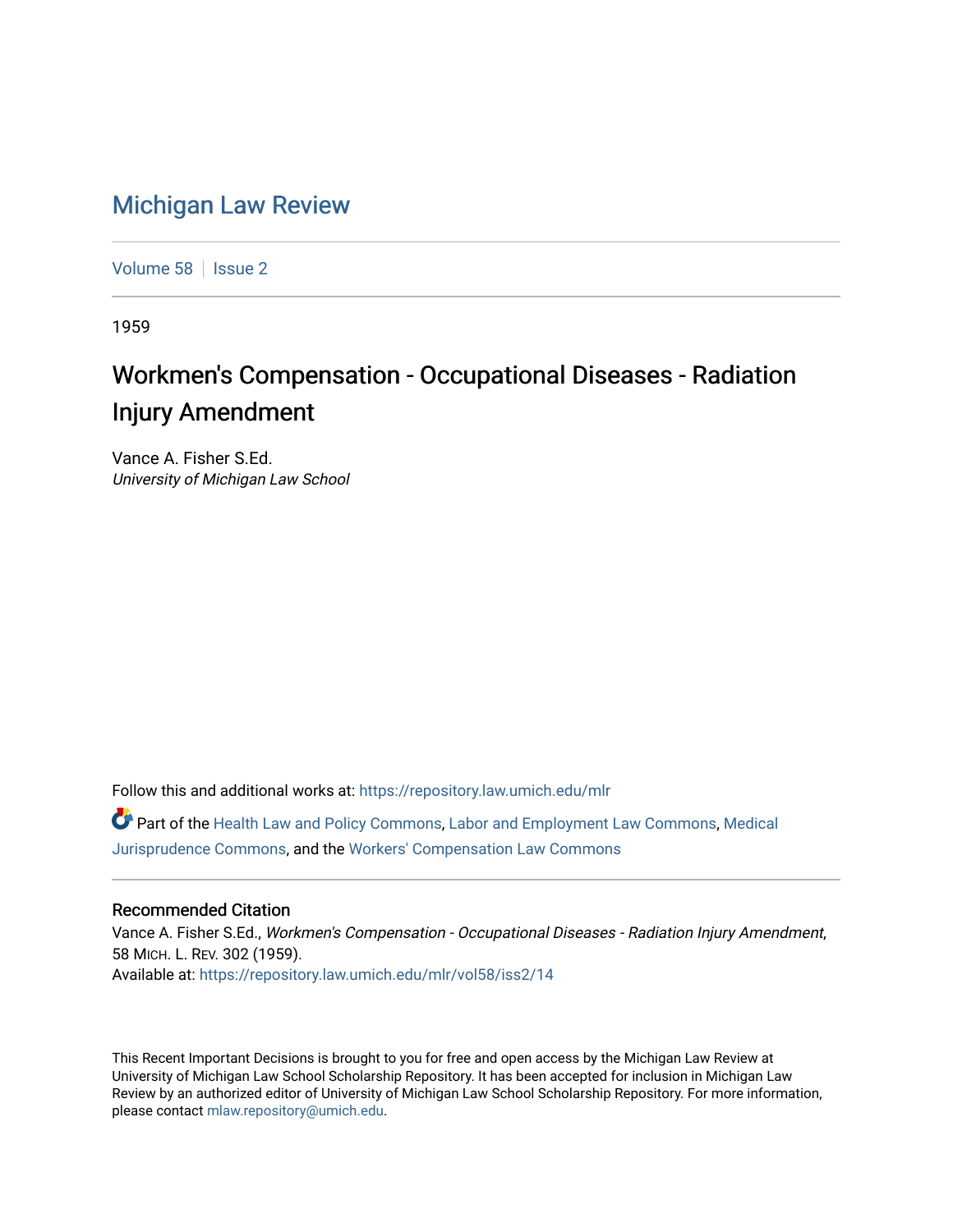# Michigan Law Review

Volume 58 | Issue 2

1959

## Workmen's Compensation - Occupational Diseases - Radiation Injury Amendment

Vance A. Fisher S.Ed.
*University of Michigan Law School*

Follow this and additional works at: https://repository.law.umich.edu/mlr

Part of the Health Law and Policy Commons, Labor and Employment Law Commons, Medical Jurisprudence Commons, and the Workers' Compensation Law Commons

### Recommended Citation

Vance A. Fisher S.Ed., *Workmen's Compensation - Occupational Diseases - Radiation Injury Amendment*, 58 MICH. L. REV. 302 (1959).
Available at: https://repository.law.umich.edu/mlr/vol58/iss2/14

This Recent Important Decisions is brought to you for free and open access by the Michigan Law Review at University of Michigan Law School Scholarship Repository. It has been accepted for inclusion in Michigan Law Review by an authorized editor of University of Michigan Law School Scholarship Repository. For more information, please contact mlaw.repository@umich.edu.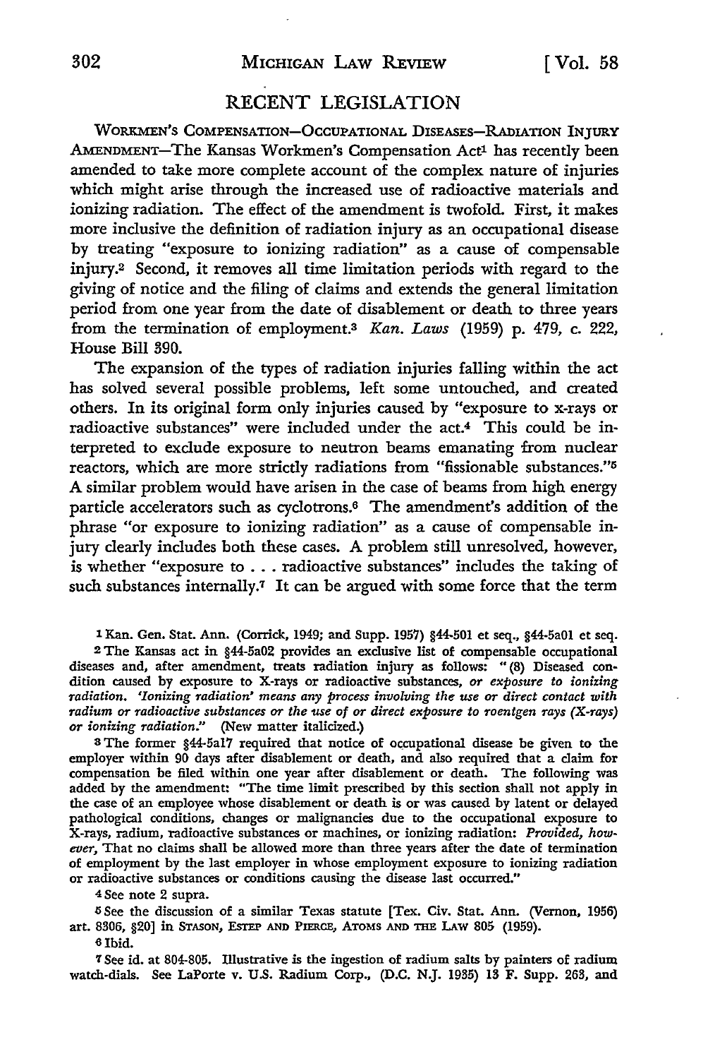## RECENT LEGISLATION

WORKMEN'S COMPENSATION—OCCUPATIONAL DISEASES—RADIATION INJURY AMENDMENT—The Kansas Workmen's Compensation Act[1] has recently been amended to take more complete account of the complex nature of injuries which might arise through the increased use of radioactive materials and ionizing radiation. The effect of the amendment is twofold. First, it makes more inclusive the definition of radiation injury as an occupational disease by treating "exposure to ionizing radiation" as a cause of compensable injury.[2] Second, it removes all time limitation periods with regard to the giving of notice and the filing of claims and extends the general limitation period from one year from the date of disablement or death to three years from the termination of employment.[3] *Kan. Laws* (1959) p. 479, c. 222, House Bill 390.

The expansion of the types of radiation injuries falling within the act has solved several possible problems, left some untouched, and created others. In its original form only injuries caused by "exposure to x-rays or radioactive substances" were included under the act.[4] This could be interpreted to exclude exposure to neutron beams emanating from nuclear reactors, which are more strictly radiations from "fissionable substances."[5] A similar problem would have arisen in the case of beams from high energy particle accelerators such as cyclotrons.[6] The amendment's addition of the phrase "or exposure to ionizing radiation" as a cause of compensable injury clearly includes both these cases. A problem still unresolved, however, is whether "exposure to . . . radioactive substances" includes the taking of such substances internally.[7] It can be argued with some force that the term

---

[1] Kan. Gen. Stat. Ann. (Corrick, 1949; and Supp. 1957) §44-501 et seq., §44-5a01 et seq.

[2] The Kansas act in §44-5a02 provides an exclusive list of compensable occupational diseases and, after amendment, treats radiation injury as follows: "(8) Diseased condition caused by exposure to X-rays or radioactive substances, *or exposure to ionizing radiation. 'Ionizing radiation' means any process involving the use or direct contact with radium or radioactive substances or the use of or direct exposure to roentgen rays (X-rays) or ionizing radiation.*" (New matter italicized.)

[3] The former §44-5a17 required that notice of occupational disease be given to the employer within 90 days after disablement or death, and also required that a claim for compensation be filed within one year after disablement or death. The following was added by the amendment: "The time limit prescribed by this section shall not apply in the case of an employee whose disablement or death is or was caused by latent or delayed pathological conditions, changes or malignancies due to the occupational exposure to X-rays, radium, radioactive substances or machines, or ionizing radiation: *Provided, however,* That no claims shall be allowed more than three years after the date of termination of employment by the last employer in whose employment exposure to ionizing radiation or radioactive substances or conditions causing the disease last occurred."

[4] See note 2 supra.

[5] See the discussion of a similar Texas statute [Tex. Civ. Stat. Ann. (Vernon, 1956) art. 8306, §20] in STASON, ESTEP AND PIERCE, ATOMS AND THE LAW 805 (1959).

[6] Ibid.

[7] See id. at 804-805. Illustrative is the ingestion of radium salts by painters of radium watch-dials. See LaPorte v. U.S. Radium Corp., (D.C. N.J. 1935) 13 F. Supp. 263, and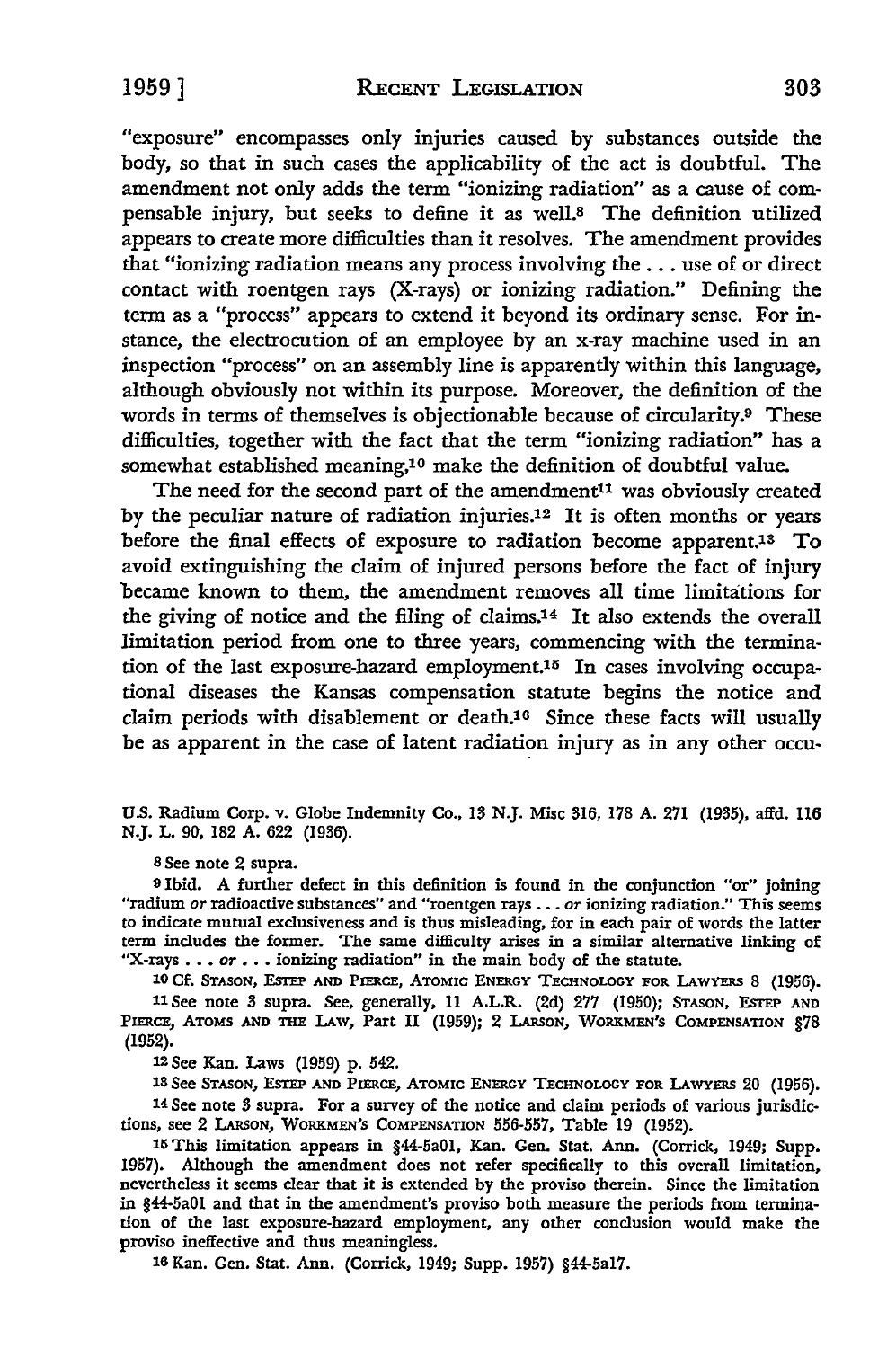"exposure" encompasses only injuries caused by substances outside the body, so that in such cases the applicability of the act is doubtful. The amendment not only adds the term "ionizing radiation" as a cause of compensable injury, but seeks to define it as well.[8] The definition utilized appears to create more difficulties than it resolves. The amendment provides that "ionizing radiation means any process involving the . . . use of or direct contact with roentgen rays (X-rays) or ionizing radiation." Defining the term as a "process" appears to extend it beyond its ordinary sense. For instance, the electrocution of an employee by an x-ray machine used in an inspection "process" on an assembly line is apparently within this language, although obviously not within its purpose. Moreover, the definition of the words in terms of themselves is objectionable because of circularity.[9] These difficulties, together with the fact that the term "ionizing radiation" has a somewhat established meaning,[10] make the definition of doubtful value.

The need for the second part of the amendment[11] was obviously created by the peculiar nature of radiation injuries.[12] It is often months or years before the final effects of exposure to radiation become apparent.[13] To avoid extinguishing the claim of injured persons before the fact of injury became known to them, the amendment removes all time limitations for the giving of notice and the filing of claims.[14] It also extends the overall limitation period from one to three years, commencing with the termination of the last exposure-hazard employment.[15] In cases involving occupational diseases the Kansas compensation statute begins the notice and claim periods with disablement or death.[16] Since these facts will usually be as apparent in the case of latent radiation injury as in any other occu-

U.S. Radium Corp. v. Globe Indemnity Co., 13 N.J. Misc 316, 178 A. 271 (1935), affd. 116 N.J. L. 90, 182 A. 622 (1936).

[8] See note 2 supra.

[9] Ibid. A further defect in this definition is found in the conjunction "or" joining "radium *or* radioactive substances" and "roentgen rays . . . *or* ionizing radiation." This seems to indicate mutual exclusiveness and is thus misleading, for in each pair of words the latter term includes the former. The same difficulty arises in a similar alternative linking of "X-rays . . . *or* . . . ionizing radiation" in the main body of the statute.

[10] Cf. Stason, Estep and Pierce, Atomic Energy Technology for Lawyers 8 (1956).

[11] See note 3 supra. See, generally, 11 A.L.R. (2d) 277 (1950); Stason, Estep and Pierce, Atoms and the Law, Part II (1959); 2 Larson, Workmen's Compensation §78 (1952).

[12] See Kan. Laws (1959) p. 542.

[13] See Stason, Estep and Pierce, Atomic Energy Technology for Lawyers 20 (1956).

[14] See note 3 supra. For a survey of the notice and claim periods of various jurisdictions, see 2 Larson, Workmen's Compensation 556-557, Table 19 (1952).

[15] This limitation appears in §44-5a01, Kan. Gen. Stat. Ann. (Corrick, 1949; Supp. 1957). Although the amendment does not refer specifically to this overall limitation, nevertheless it seems clear that it is extended by the proviso therein. Since the limitation in §44-5a01 and that in the amendment's proviso both measure the periods from termination of the last exposure-hazard employment, any other conclusion would make the proviso ineffective and thus meaningless.

[16] Kan. Gen. Stat. Ann. (Corrick, 1949; Supp. 1957) §44-5a17.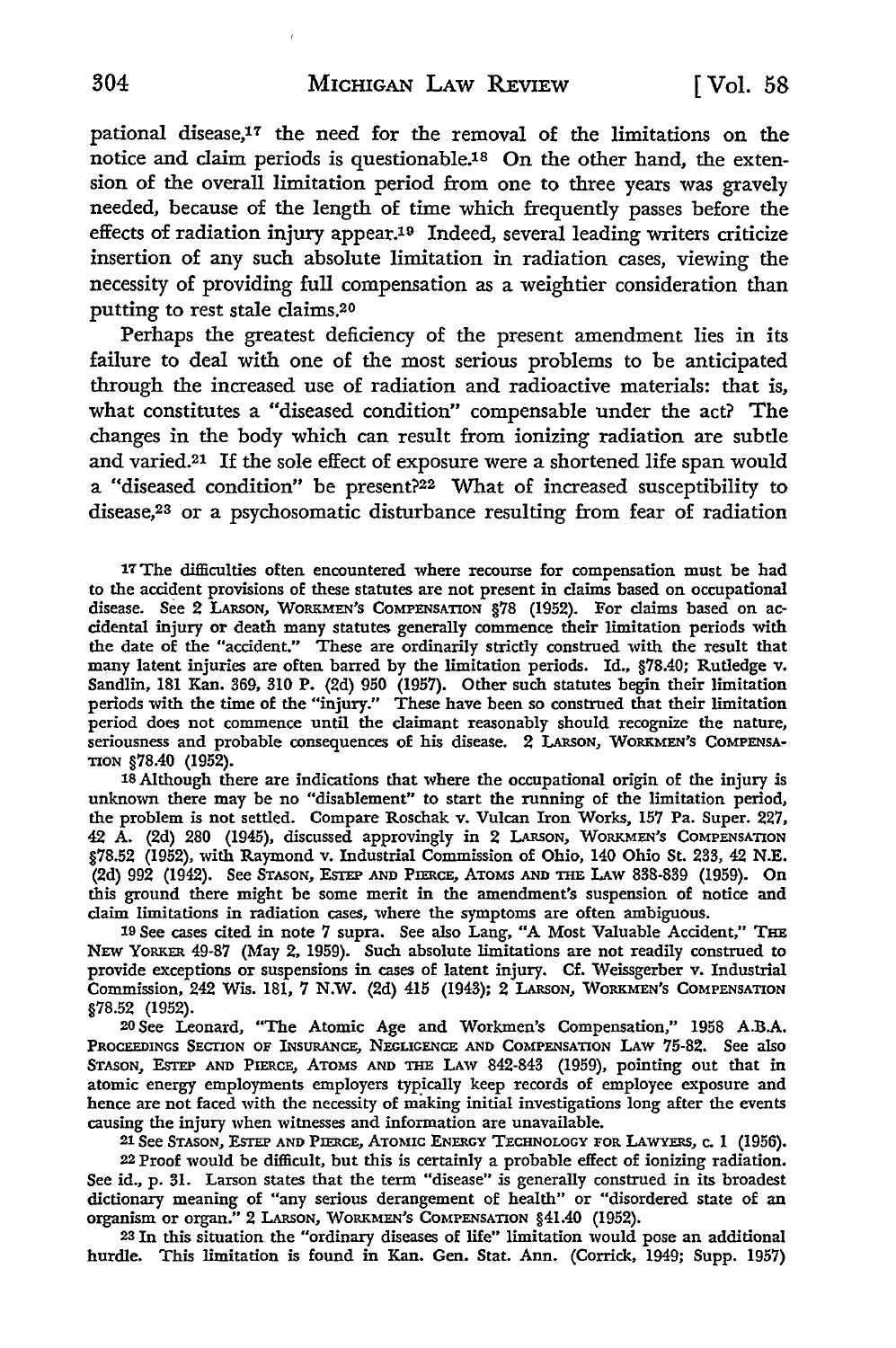pational disease,[17] the need for the removal of the limitations on the notice and claim periods is questionable.[18] On the other hand, the extension of the overall limitation period from one to three years was gravely needed, because of the length of time which frequently passes before the effects of radiation injury appear.[19] Indeed, several leading writers criticize insertion of any such absolute limitation in radiation cases, viewing the necessity of providing full compensation as a weightier consideration than putting to rest stale claims.[20]

Perhaps the greatest deficiency of the present amendment lies in its failure to deal with one of the most serious problems to be anticipated through the increased use of radiation and radioactive materials: that is, what constitutes a "diseased condition" compensable under the act? The changes in the body which can result from ionizing radiation are subtle and varied.[21] If the sole effect of exposure were a shortened life span would a "diseased condition" be present?[22] What of increased susceptibility to disease,[23] or a psychosomatic disturbance resulting from fear of radiation

---

[17] The difficulties often encountered where recourse for compensation must be had to the accident provisions of these statutes are not present in claims based on occupational disease. See 2 LARSON, WORKMEN'S COMPENSATION §78 (1952). For claims based on accidental injury or death many statutes generally commence their limitation periods with the date of the "accident." These are ordinarily strictly construed with the result that many latent injuries are often barred by the limitation periods. Id., §78.40; Rutledge v. Sandlin, 181 Kan. 369, 310 P. (2d) 950 (1957). Other such statutes begin their limitation periods with the time of the "injury." These have been so construed that their limitation period does not commence until the claimant reasonably should recognize the nature, seriousness and probable consequences of his disease. 2 LARSON, WORKMEN'S COMPENSATION §78.40 (1952).

[18] Although there are indications that where the occupational origin of the injury is unknown there may be no "disablement" to start the running of the limitation period, the problem is not settled. Compare Roschak v. Vulcan Iron Works, 157 Pa. Super. 227, 42 A. (2d) 280 (1945), discussed approvingly in 2 LARSON, WORKMEN'S COMPENSATION §78.52 (1952), with Raymond v. Industrial Commission of Ohio, 140 Ohio St. 233, 42 N.E. (2d) 992 (1942). See STASON, ESTEP AND PIERCE, ATOMS AND THE LAW 838-839 (1959). On this ground there might be some merit in the amendment's suspension of notice and claim limitations in radiation cases, where the symptoms are often ambiguous.

[19] See cases cited in note 7 supra. See also Lang, "A Most Valuable Accident," THE NEW YORKER 49-87 (May 2, 1959). Such absolute limitations are not readily construed to provide exceptions or suspensions in cases of latent injury. Cf. Weissgerber v. Industrial Commission, 242 Wis. 181, 7 N.W. (2d) 415 (1943); 2 LARSON, WORKMEN'S COMPENSATION §78.52 (1952).

[20] See Leonard, "The Atomic Age and Workmen's Compensation," 1958 A.B.A. PROCEEDINGS SECTION OF INSURANCE, NEGLIGENCE AND COMPENSATION LAW 75-82. See also STASON, ESTEP AND PIERCE, ATOMS AND THE LAW 842-843 (1959), pointing out that in atomic energy employments employers typically keep records of employee exposure and hence are not faced with the necessity of making initial investigations long after the events causing the injury when witnesses and information are unavailable.

[21] See STASON, ESTEP AND PIERCE, ATOMIC ENERGY TECHNOLOGY FOR LAWYERS, c. 1 (1956).

[22] Proof would be difficult, but this is certainly a probable effect of ionizing radiation. See id., p. 31. Larson states that the term "disease" is generally construed in its broadest dictionary meaning of "any serious derangement of health" or "disordered state of an organism or organ." 2 LARSON, WORKMEN'S COMPENSATION §41.40 (1952).

[23] In this situation the "ordinary diseases of life" limitation would pose an additional hurdle. This limitation is found in Kan. Gen. Stat. Ann. (Corrick, 1949; Supp. 1957)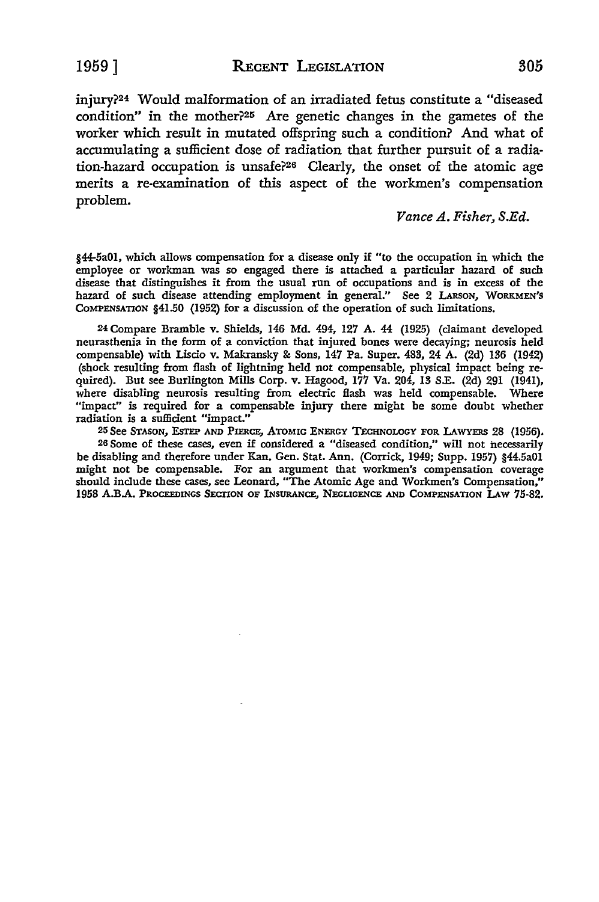injury?[24] Would malformation of an irradiated fetus constitute a "diseased condition" in the mother?[25] Are genetic changes in the gametes of the worker which result in mutated offspring such a condition? And what of accumulating a sufficient dose of radiation that further pursuit of a radiation-hazard occupation is unsafe?[26] Clearly, the onset of the atomic age merits a re-examination of this aspect of the workmen's compensation problem.

*Vance A. Fisher, S.Ed.*

§44-5a01, which allows compensation for a disease only if "to the occupation in which the employee or workman was so engaged there is attached a particular hazard of such disease that distinguishes it from the usual run of occupations and is in excess of the hazard of such disease attending employment in general." See 2 LARSON, WORKMEN'S COMPENSATION §41.50 (1952) for a discussion of the operation of such limitations.

[24] Compare Bramble v. Shields, 146 Md. 494, 127 A. 44 (1925) (claimant developed neurasthenia in the form of a conviction that injured bones were decaying; neurosis held compensable) with Liscio v. Makransky & Sons, 147 Pa. Super. 483, 24 A. (2d) 136 (1942) (shock resulting from flash of lightning held not compensable, physical impact being required). But see Burlington Mills Corp. v. Hagood, 177 Va. 204, 13 S.E. (2d) 291 (1941), where disabling neurosis resulting from electric flash was held compensable. Where "impact" is required for a compensable injury there might be some doubt whether radiation is a sufficient "impact."

[25] See STASON, ESTEP AND PIERCE, ATOMIC ENERGY TECHNOLOGY FOR LAWYERS 28 (1956).

[26] Some of these cases, even if considered a "diseased condition," will not necessarily be disabling and therefore under Kan. Gen. Stat. Ann. (Corrick, 1949; Supp. 1957) §44.5a01 might not be compensable. For an argument that workmen's compensation coverage should include these cases, see Leonard, "The Atomic Age and Workmen's Compensation," 1958 A.B.A. PROCEEDINGS SECTION OF INSURANCE, NEGLIGENCE AND COMPENSATION LAW 75-82.